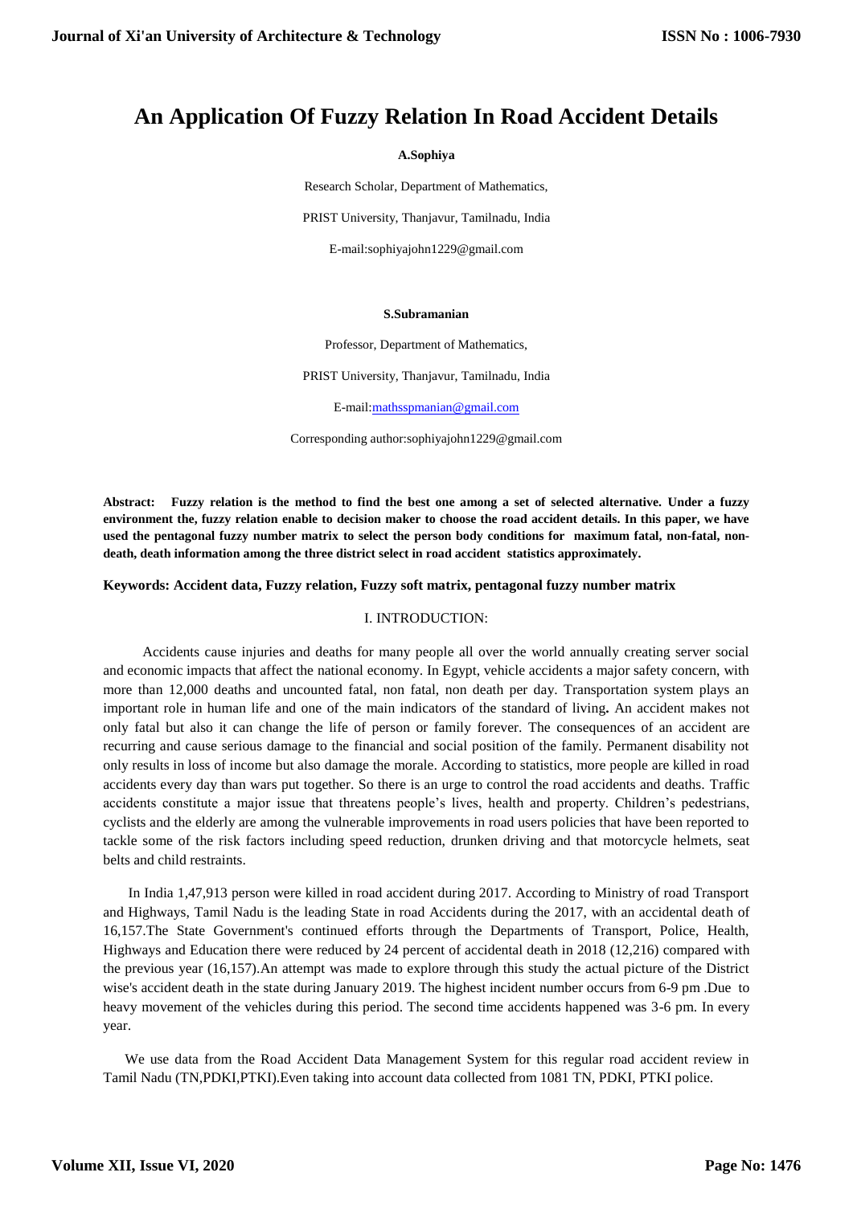# An Application Of Fuzzy Relation In Road Accident Details

**A.Sophiya**

Research Scholar, Department of Mathematics,

PRIST University, Thanjavur, Tamilnadu, India

E-mail:sophiyajohn1229@gmail.com

**S.Subramanian**

Professor, Department of Mathematics,

PRIST University, Thanjavur, Tamilnadu, India

E-mail:mathsspmanian@gmail.com

Corresponding author:sophiyajohn1229@gmail.com

**Abstract: Fuzzy relation is the method to find the best one among a set of selected alternative. Under a fuzzy environment the, fuzzy relation enable to decision maker to choose the road accident details. In this paper, we have used the pentagonal fuzzy number matrix to select the person body conditions for maximum fatal, non-fatal, non-death, death information among the three district select in road accident statistics approximately.**

**Keywords: Accident data, Fuzzy relation, Fuzzy soft matrix, pentagonal fuzzy number matrix**

## I. INTRODUCTION:

Accidents cause injuries and deaths for many people all over the world annually creating server social and economic impacts that affect the national economy. In Egypt, vehicle accidents a major safety concern, with more than 12,000 deaths and uncounted fatal, non fatal, non death per day. Transportation system plays an important role in human life and one of the main indicators of the standard of living**.** An accident makes not only fatal but also it can change the life of person or family forever. The consequences of an accident are recurring and cause serious damage to the financial and social position of the family. Permanent disability not only results in loss of income but also damage the morale. According to statistics, more people are killed in road accidents every day than wars put together. So there is an urge to control the road accidents and deaths. Traffic accidents constitute a major issue that threatens people's lives, health and property. Children's pedestrians, cyclists and the elderly are among the vulnerable improvements in road users policies that have been reported to tackle some of the risk factors including speed reduction, drunken driving and that motorcycle helmets, seat belts and child restraints.

In India 1,47,913 person were killed in road accident during 2017. According to Ministry of road Transport and Highways, Tamil Nadu is the leading State in road Accidents during the 2017, with an accidental death of 16,157.The State Government's continued efforts through the Departments of Transport, Police, Health, Highways and Education there were reduced by 24 percent of accidental death in 2018 (12,216) compared with the previous year (16,157).An attempt was made to explore through this study the actual picture of the District wise's accident death in the state during January 2019. The highest incident number occurs from 6-9 pm .Due to heavy movement of the vehicles during this period. The second time accidents happened was 3-6 pm. In every year.

We use data from the Road Accident Data Management System for this regular road accident review in Tamil Nadu (TN,PDKI,PTKI).Even taking into account data collected from 1081 TN, PDKI, PTKI police.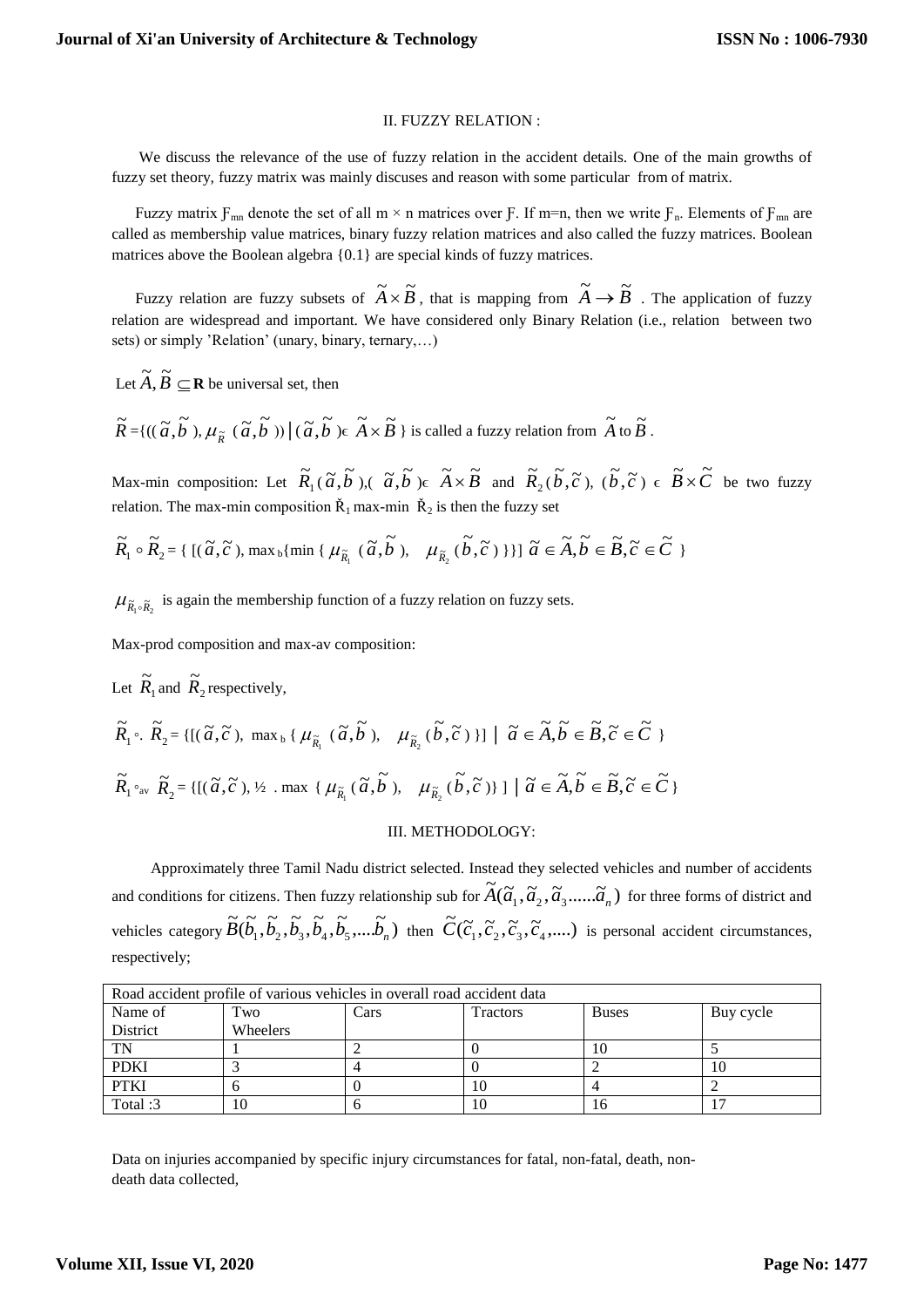## II. FUZZY RELATION :

We discuss the relevance of the use of fuzzy relation in the accident details. One of the main growths of fuzzy set theory, fuzzy matrix was mainly discuses and reason with some particular from of matrix.

Fuzzy matrix $F_{mn}$ denote the set of all m × n matrices over F. If m=n, then we write $F_n$. Elements of $F_{mn}$ are called as membership value matrices, binary fuzzy relation matrices and also called the fuzzy matrices. Boolean matrices above the Boolean algebra {0.1} are special kinds of fuzzy matrices.

Fuzzy relation are fuzzy subsets of $\tilde{A} \times \tilde{B}$, that is mapping from $\tilde{A} \rightarrow \tilde{B}$. The application of fuzzy relation are widespread and important. We have considered only Binary Relation (i.e., relation between two sets) or simply 'Relation' (unary, binary, ternary,…)

Let $\tilde{A}, \tilde{B} \subseteq \mathbf{R}$ be universal set, then

$\tilde{R}$ ={(( $\tilde{a}, \tilde{b}$ ), $\mu_{\tilde{R}}$ ( $\tilde{a}, \tilde{b}$ )) | ( $\tilde{a}, \tilde{b}$ )ϵ $\tilde{A} \times \tilde{B}$ } is called a fuzzy relation from $\tilde{A}$ to $\tilde{B}$.

Max-min composition: Let $\tilde{R}_1(\tilde{a}, \tilde{b})$,( $\tilde{a}, \tilde{b}$ )ϵ $\tilde{A} \times \tilde{B}$ and $\tilde{R}_2(\tilde{b}, \tilde{c})$, ( $\tilde{b}, \tilde{c}$ ) ϵ $\tilde{B} \times \tilde{C}$ be two fuzzy relation. The max-min composition $\check{R}_1$ max-min $\check{R}_2$ is then the fuzzy set

$$\tilde{R}_1 \circ \tilde{R}_2 = \{ [(\tilde{a}, \tilde{c}), \max{}_b\{\min\{ \mu_{\tilde{R}_1}(\tilde{a}, \tilde{b}), \quad \mu_{\tilde{R}_2}(\tilde{b}, \tilde{c}) \}\}] \ \tilde{a} \in \tilde{A}, \tilde{b} \in \tilde{B}, \tilde{c} \in \tilde{C} \}$$

$\mu_{\tilde{R}_1 \circ \tilde{R}_2}$ is again the membership function of a fuzzy relation on fuzzy sets.

Max-prod composition and max-av composition:

Let $\tilde{R}_1$ and $\tilde{R}_2$ respectively,

$$\tilde{R}_1 \circ. \ \tilde{R}_2 = \{[(\tilde{a}, \tilde{c}), \ \max{}_b \{ \mu_{\tilde{R}_1}(\tilde{a}, \tilde{b}), \quad \mu_{\tilde{R}_2}(\tilde{b}, \tilde{c}) \}] \ | \ \tilde{a} \in \tilde{A}, \tilde{b} \in \tilde{B}, \tilde{c} \in \tilde{C} \}$$

$$\tilde{R}_1 \circ_{av} \ \tilde{R}_2 = \{[(\tilde{a}, \tilde{c}), \tfrac{1}{2} \ . \max \{ \mu_{\tilde{R}_1}(\tilde{a}, \tilde{b}), \quad \mu_{\tilde{R}_2}(\tilde{b}, \tilde{c})\} ] \ | \ \tilde{a} \in \tilde{A}, \tilde{b} \in \tilde{B}, \tilde{c} \in \tilde{C} \}$$

## III. METHODOLOGY:

Approximately three Tamil Nadu district selected. Instead they selected vehicles and number of accidents and conditions for citizens. Then fuzzy relationship sub for $\tilde{A}(\tilde{a}_1, \tilde{a}_2, \tilde{a}_3......\tilde{a}_n)$ for three forms of district and vehicles category $\tilde{B}(\tilde{b}_1, \tilde{b}_2, \tilde{b}_3, \tilde{b}_4, \tilde{b}_5,....\tilde{b}_n)$ then $\tilde{C}(\tilde{c}_1, \tilde{c}_2, \tilde{c}_3, \tilde{c}_4,....)$ is personal accident circumstances, respectively;

| Road accident profile of various vehicles in overall road accident data | | | | | |
|---|---|---|---|---|---|
| Name of District | Two Wheelers | Cars | Tractors | Buses | Buy cycle |
| TN | 1 | 2 | 0 | 10 | 5 |
| PDKI | 3 | 4 | 0 | 2 | 10 |
| PTKI | 6 | 0 | 10 | 4 | 2 |
| Total :3 | 10 | 6 | 10 | 16 | 17 |

Data on injuries accompanied by specific injury circumstances for fatal, non-fatal, death, non-death data collected,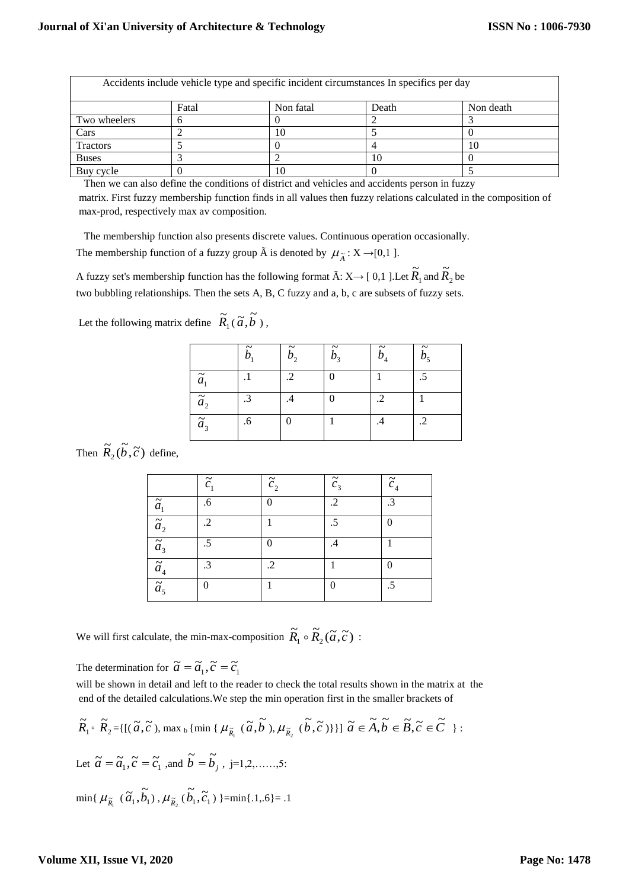| Accidents include vehicle type and specific incident circumstances In specifics per day | | | | |
|---|---|---|---|---|
| | Fatal | Non fatal | Death | Non death |
| Two wheelers | 6 | 0 | 2 | 3 |
| Cars | 2 | 10 | 5 | 0 |
| Tractors | 5 | 0 | 4 | 10 |
| Buses | 3 | 2 | 10 | 0 |
| Buy cycle | 0 | 10 | 0 | 5 |

Then we can also define the conditions of district and vehicles and accidents person in fuzzy matrix. First fuzzy membership function finds in all values then fuzzy relations calculated in the composition of max-prod, respectively max av composition.

The membership function also presents discrete values. Continuous operation occasionally. The membership function of a fuzzy group Ã is denoted by $\mu_{\tilde{A}}: X \rightarrow [0,1]$.

A fuzzy set's membership function has the following format Ã: X→ [ 0,1 ].Let $\tilde{R}_1$ and $\tilde{R}_2$ be two bubbling relationships. Then the sets A, B, C fuzzy and a, b, c are subsets of fuzzy sets.

Let the following matrix define $\tilde{R}_1(\tilde{a},\tilde{b})$,

| | $\tilde{b}_1$ | $\tilde{b}_2$ | $\tilde{b}_3$ | $\tilde{b}_4$ | $\tilde{b}_5$ |
|---|---|---|---|---|---|
| $\tilde{a}_1$ | .1 | .2 | 0 | 1 | .5 |
| $\tilde{a}_2$ | .3 | .4 | 0 | .2 | 1 |
| $\tilde{a}_3$ | .6 | 0 | 1 | .4 | .2 |

Then $\tilde{R}_2(\tilde{b},\tilde{c})$ define,

| | $\tilde{c}_1$ | $\tilde{c}_2$ | $\tilde{c}_3$ | $\tilde{c}_4$ |
|---|---|---|---|---|
| $\tilde{a}_1$ | .6 | 0 | .2 | .3 |
| $\tilde{a}_2$ | .2 | 1 | .5 | 0 |
| $\tilde{a}_3$ | .5 | 0 | .4 | 1 |
| $\tilde{a}_4$ | .3 | .2 | 1 | 0 |
| $\tilde{a}_5$ | 0 | 1 | 0 | .5 |

We will first calculate, the min-max-composition $\tilde{R}_1 \circ \tilde{R}_2(\tilde{a},\tilde{c})$ :

The determination for $\tilde{a} = \tilde{a}_1, \tilde{c} = \tilde{c}_1$

will be shown in detail and left to the reader to check the total results shown in the matrix at the end of the detailed calculations.We step the min operation first in the smaller brackets of

$\tilde{R}_1 \circ \tilde{R}_2 = \{[(\tilde{a},\tilde{c}), \max_b \{\min\{\mu_{\tilde{R}_1}(\tilde{a},\tilde{b}), \mu_{\tilde{R}_2}(\tilde{b},\tilde{c})\}\}] \; \tilde{a} \in \tilde{A}, \tilde{b} \in \tilde{B}, \tilde{c} \in \tilde{C} \}$ :

Let $\tilde{a} = \tilde{a}_1, \tilde{c} = \tilde{c}_1$ ,and $\tilde{b} = \tilde{b}_j$ , j=1,2,……,5:

$\min\{\mu_{\tilde{R}_1}(\tilde{a}_1,\tilde{b}_1), \mu_{\tilde{R}_2}(\tilde{b}_1,\tilde{c}_1)\} = \min\{.1,.6\} = .1$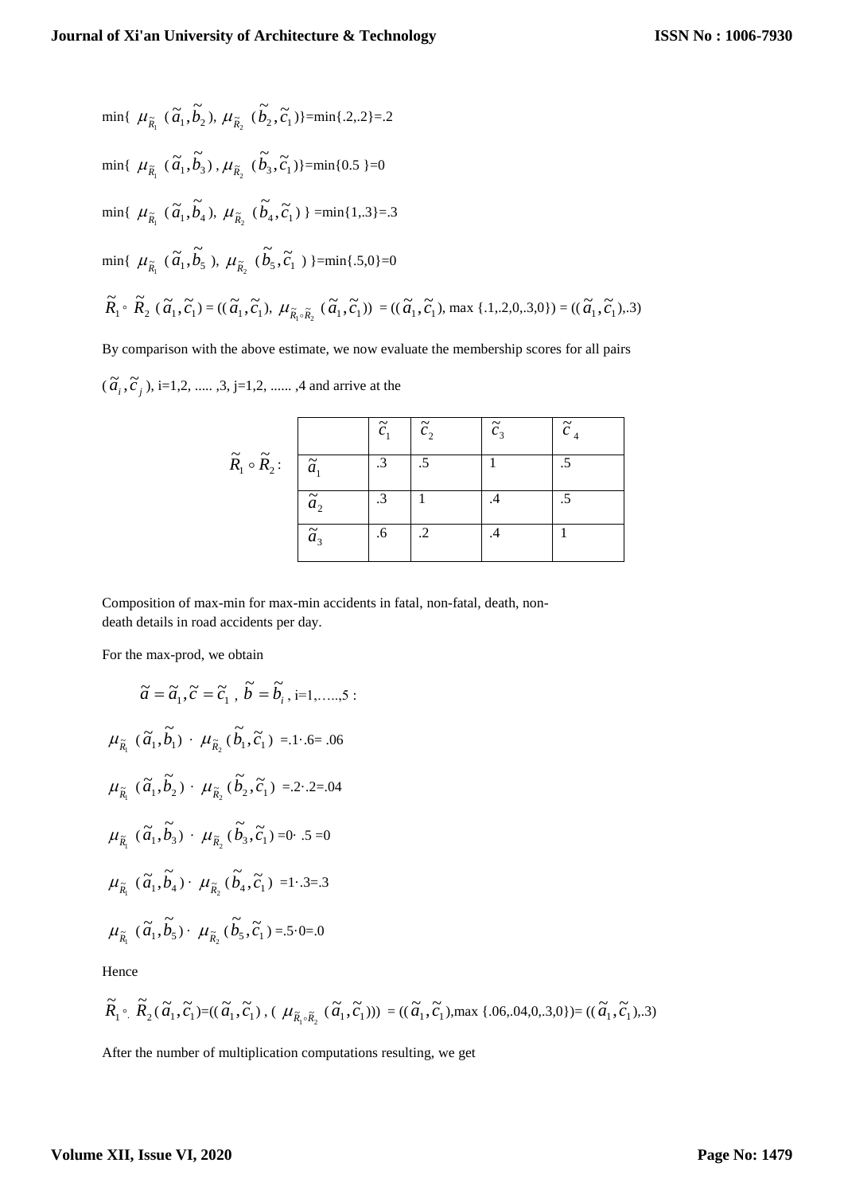$\min\{\ \mu_{\tilde{R}_1}\ (\tilde{a}_1, \tilde{b}_2),\ \mu_{\tilde{R}_2}\ (\tilde{b}_2, \tilde{c}_1)\}$=min{.2,.2}=.2

$\min\{\ \mu_{\tilde{R}_1}\ (\tilde{a}_1, \tilde{b}_3)\ ,\ \mu_{\tilde{R}_2}\ (\tilde{b}_3, \tilde{c}_1)\}$=min{0.5 }=0

$\min\{\ \mu_{\tilde{R}_1}\ (\tilde{a}_1, \tilde{b}_4),\ \mu_{\tilde{R}_2}\ (\tilde{b}_4, \tilde{c}_1)\ \}$ =min{1,.3}=.3

$\min\{\ \mu_{\tilde{R}_1}\ (\tilde{a}_1, \tilde{b}_5\ ),\ \mu_{\tilde{R}_2}\ (\tilde{b}_5, \tilde{c}_1\ )\ \}$=min{.5,0}=0

$\tilde{R}_1 \circ\ \tilde{R}_2\ (\tilde{a}_1, \tilde{c}_1) = ((\tilde{a}_1, \tilde{c}_1),\ \mu_{\tilde{R}_1 \circ \tilde{R}_2}\ (\tilde{a}_1, \tilde{c}_1))\ = ((\tilde{a}_1, \tilde{c}_1)$, max {.1,.2,0,.3,0}) = $((\tilde{a}_1, \tilde{c}_1)$,.3)

By comparison with the above estimate, we now evaluate the membership scores for all pairs

$(\tilde{a}_i, \tilde{c}_j)$, i=1,2, ..... ,3, j=1,2, ...... ,4 and arrive at the

$\tilde{R}_1 \circ \tilde{R}_2$:

| | $\tilde{c}_1$ | $\tilde{c}_2$ | $\tilde{c}_3$ | $\tilde{c}_4$ |
|---|---|---|---|---|
| $\tilde{a}_1$ | .3 | .5 | 1 | .5 |
| $\tilde{a}_2$ | .3 | 1 | .4 | .5 |
| $\tilde{a}_3$ | .6 | .2 | .4 | 1 |

Composition of max-min for max-min accidents in fatal, non-fatal, death, non-death details in road accidents per day.

For the max-prod, we obtain

$$\tilde{a} = \tilde{a}_1, \tilde{c} = \tilde{c}_1\ ,\ \tilde{b} = \tilde{b}_i\ , \text{ i=1,…..,5 :}$$

$\mu_{\tilde{R}_1}\ (\tilde{a}_1, \tilde{b}_1)\ \cdot\ \mu_{\tilde{R}_2}\ (\tilde{b}_1, \tilde{c}_1)$ =.1·.6= .06

$\mu_{\tilde{R}_1}\ (\tilde{a}_1, \tilde{b}_2)\ \cdot\ \mu_{\tilde{R}_2}\ (\tilde{b}_2, \tilde{c}_1)$ =.2·.2=.04

$\mu_{\tilde{R}_1}\ (\tilde{a}_1, \tilde{b}_3)\ \cdot\ \mu_{\tilde{R}_2}\ (\tilde{b}_3, \tilde{c}_1)$ =0· .5 =0

$\mu_{\tilde{R}_1}\ (\tilde{a}_1, \tilde{b}_4)\cdot\ \mu_{\tilde{R}_2}\ (\tilde{b}_4, \tilde{c}_1)$ =1·.3=.3

$\mu_{\tilde{R}_1}\ (\tilde{a}_1, \tilde{b}_5)\cdot\ \mu_{\tilde{R}_2}\ (\tilde{b}_5, \tilde{c}_1)$ =.5·0=.0

Hence

$\tilde{R}_1 \circ\ \tilde{R}_2\ (\tilde{a}_1, \tilde{c}_1)$=$((\tilde{a}_1, \tilde{c}_1)\ ,\ (\ \mu_{\tilde{R}_1 \circ \tilde{R}_2}\ (\tilde{a}_1, \tilde{c}_1)))\ = ((\tilde{a}_1, \tilde{c}_1)$,max {.06,.04,0,.3,0})= $((\tilde{a}_1, \tilde{c}_1)$,.3)

After the number of multiplication computations resulting, we get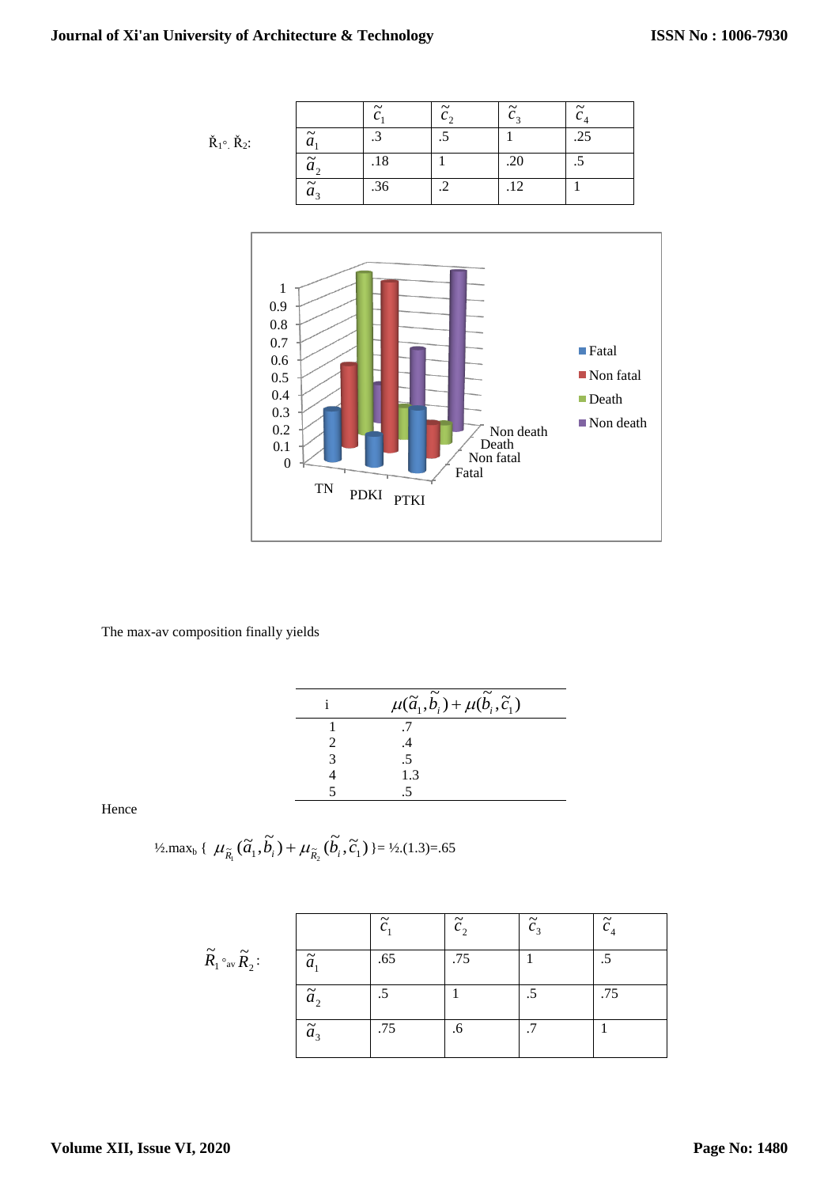$\check{R}_1 \circ \check{R}_2$:

| | $\tilde{c}_1$ | $\tilde{c}_2$ | $\tilde{c}_3$ | $\tilde{c}_4$ |
|---|---|---|---|---|
| $\tilde{a}_1$ | .3 | .5 | 1 | .25 |
| $\tilde{a}_2$ | .18 | 1 | .20 | .5 |
| $\tilde{a}_3$ | .36 | .2 | .12 | 1 |

The max-av composition finally yields

| i | $\mu(\tilde{a}_1, \tilde{b}_i) + \mu(\tilde{b}_i, \tilde{c}_1)$ |
|---|---|
| 1 | .7 |
| 2 | .4 |
| 3 | .5 |
| 4 | 1.3 |
| 5 | .5 |

Hence

$$\tfrac{1}{2}.\max_b \{ \mu_{\tilde{R}_1}(\tilde{a}_1, \tilde{b}_i) + \mu_{\tilde{R}_2}(\tilde{b}_i, \tilde{c}_1) \} = \tfrac{1}{2}.(1.3) = .65$$

$\tilde{R}_1 \circ_{av} \tilde{R}_2$:

| | $\tilde{c}_1$ | $\tilde{c}_2$ | $\tilde{c}_3$ | $\tilde{c}_4$ |
|---|---|---|---|---|
| $\tilde{a}_1$ | .65 | .75 | 1 | .5 |
| $\tilde{a}_2$ | .5 | 1 | .5 | .75 |
| $\tilde{a}_3$ | .75 | .6 | .7 | 1 |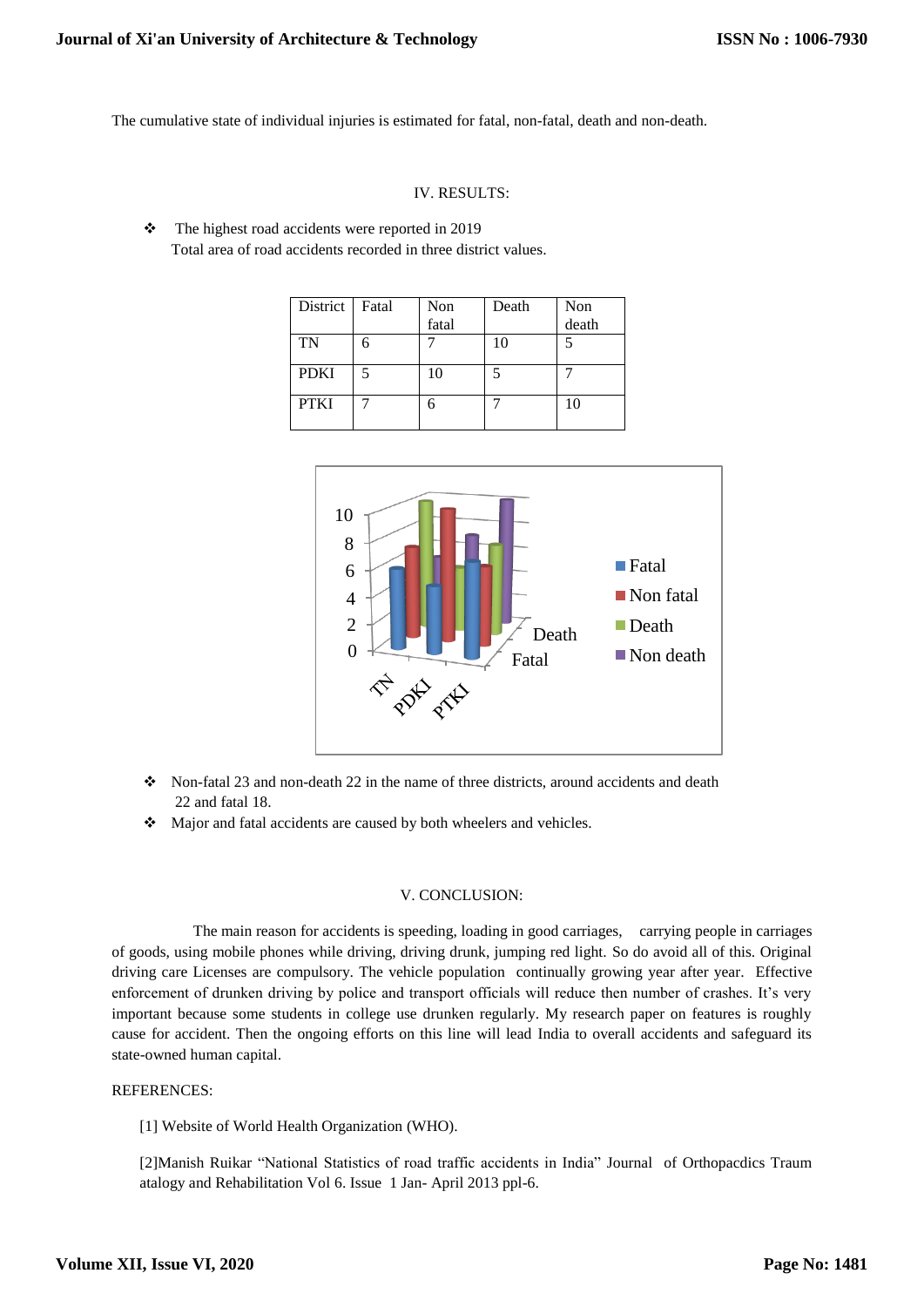The cumulative state of individual injuries is estimated for fatal, non-fatal, death and non-death.

## IV. RESULTS:

- The highest road accidents were reported in 2019
  Total area of road accidents recorded in three district values.

| District | Fatal | Non fatal | Death | Non death |
|---|---|---|---|---|
| TN | 6 | 7 | 10 | 5 |
| PDKI | 5 | 10 | 5 | 7 |
| PTKI | 7 | 6 | 7 | 10 |

- Non-fatal 23 and non-death 22 in the name of three districts, around accidents and death 22 and fatal 18.
- Major and fatal accidents are caused by both wheelers and vehicles.

## V. CONCLUSION:

The main reason for accidents is speeding, loading in good carriages, carrying people in carriages of goods, using mobile phones while driving, driving drunk, jumping red light. So do avoid all of this. Original driving care Licenses are compulsory. The vehicle population continually growing year after year. Effective enforcement of drunken driving by police and transport officials will reduce then number of crashes. It's very important because some students in college use drunken regularly. My research paper on features is roughly cause for accident. Then the ongoing efforts on this line will lead India to overall accidents and safeguard its state-owned human capital.

REFERENCES:

[1] Website of World Health Organization (WHO).

[2]Manish Ruikar "National Statistics of road traffic accidents in India" Journal of Orthopacdics Traum atalogy and Rehabilitation Vol 6. Issue 1 Jan- April 2013 ppl-6.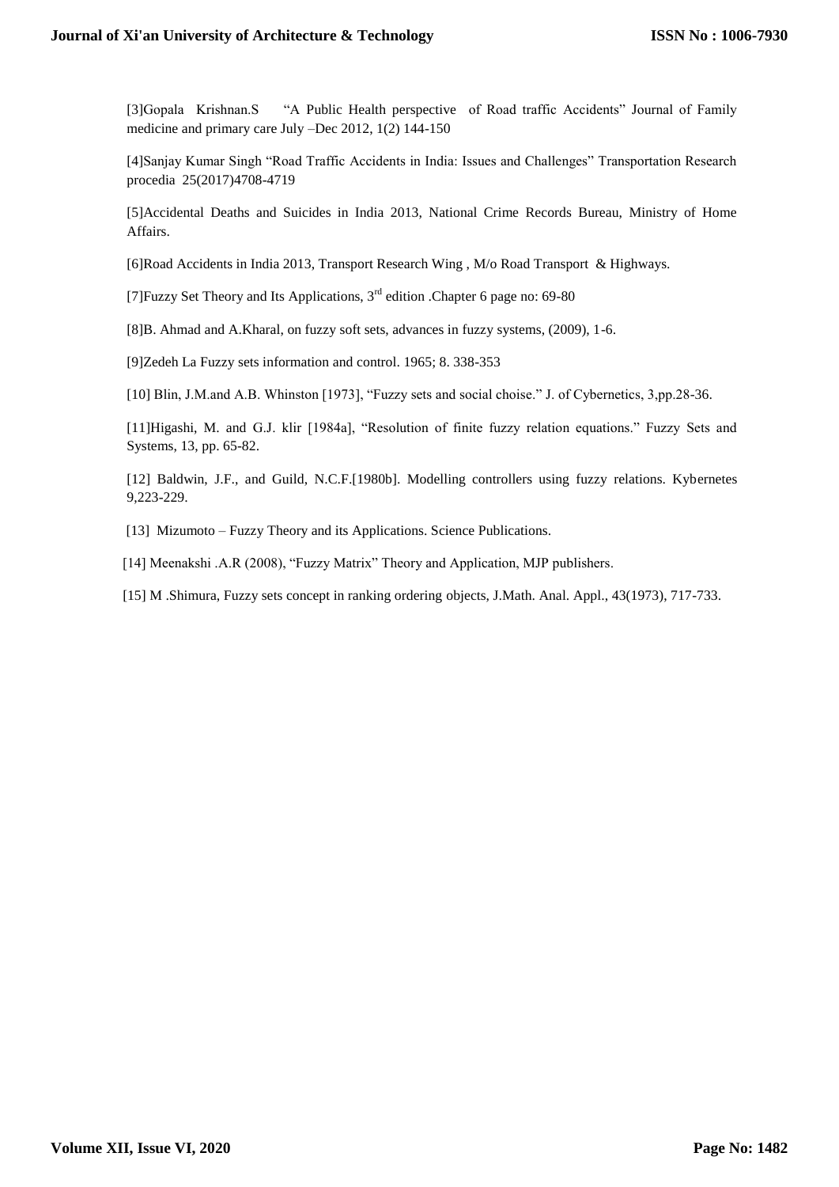[3]Gopala Krishnan.S "A Public Health perspective of Road traffic Accidents" Journal of Family medicine and primary care July –Dec 2012, 1(2) 144-150

[4]Sanjay Kumar Singh "Road Traffic Accidents in India: Issues and Challenges" Transportation Research procedia 25(2017)4708-4719

[5]Accidental Deaths and Suicides in India 2013, National Crime Records Bureau, Ministry of Home Affairs.

[6]Road Accidents in India 2013, Transport Research Wing , M/o Road Transport & Highways.

[7]Fuzzy Set Theory and Its Applications, 3rd edition .Chapter 6 page no: 69-80

[8]B. Ahmad and A.Kharal, on fuzzy soft sets, advances in fuzzy systems, (2009), 1-6.

[9]Zedeh La Fuzzy sets information and control. 1965; 8. 338-353

[10] Blin, J.M.and A.B. Whinston [1973], "Fuzzy sets and social choise." J. of Cybernetics, 3,pp.28-36.

[11]Higashi, M. and G.J. klir [1984a], "Resolution of finite fuzzy relation equations." Fuzzy Sets and Systems, 13, pp. 65-82.

[12] Baldwin, J.F., and Guild, N.C.F.[1980b]. Modelling controllers using fuzzy relations. Kybernetes 9,223-229.

[13] Mizumoto – Fuzzy Theory and its Applications. Science Publications.

[14] Meenakshi .A.R (2008), "Fuzzy Matrix" Theory and Application, MJP publishers.

[15] M .Shimura, Fuzzy sets concept in ranking ordering objects, J.Math. Anal. Appl., 43(1973), 717-733.